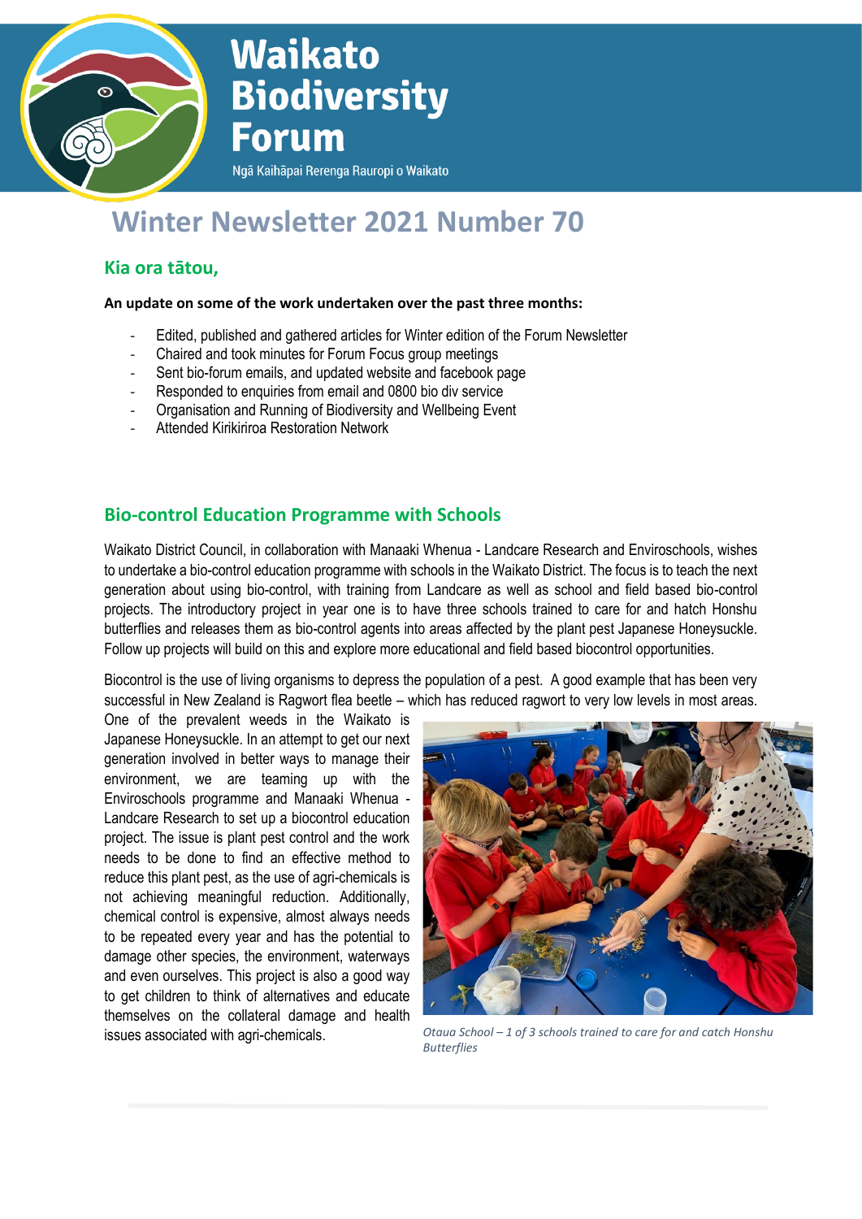# Waikato Biodiversity Forum

Ngā Kaihāpai Rerenga Rauropi o Waikato

# Winter Newsletter 2021 Number 70

## Kia ora tātou,

**An update on some of the work undertaken over the past three months:**

- Edited, published and gathered articles for Winter edition of the Forum Newsletter
- Chaired and took minutes for Forum Focus group meetings
- Sent bio-forum emails, and updated website and facebook page
- Responded to enquiries from email and 0800 bio div service
- Organisation and Running of Biodiversity and Wellbeing Event
- Attended Kirikiriroa Restoration Network

## Bio-control Education Programme with Schools

Waikato District Council, in collaboration with Manaaki Whenua - Landcare Research and Enviroschools, wishes to undertake a bio-control education programme with schools in the Waikato District. The focus is to teach the next generation about using bio-control, with training from Landcare as well as school and field based bio-control projects. The introductory project in year one is to have three schools trained to care for and hatch Honshu butterflies and releases them as bio-control agents into areas affected by the plant pest Japanese Honeysuckle. Follow up projects will build on this and explore more educational and field based biocontrol opportunities.

Biocontrol is the use of living organisms to depress the population of a pest. A good example that has been very successful in New Zealand is Ragwort flea beetle – which has reduced ragwort to very low levels in most areas. One of the prevalent weeds in the Waikato is Japanese Honeysuckle. In an attempt to get our next generation involved in better ways to manage their environment, we are teaming up with the Enviroschools programme and Manaaki Whenua - Landcare Research to set up a biocontrol education project. The issue is plant pest control and the work needs to be done to find an effective method to reduce this plant pest, as the use of agri-chemicals is not achieving meaningful reduction. Additionally, chemical control is expensive, almost always needs to be repeated every year and has the potential to damage other species, the environment, waterways and even ourselves. This project is also a good way to get children to think of alternatives and educate themselves on the collateral damage and health issues associated with agri-chemicals.

*Otaua School – 1 of 3 schools trained to care for and catch Honshu Butterflies*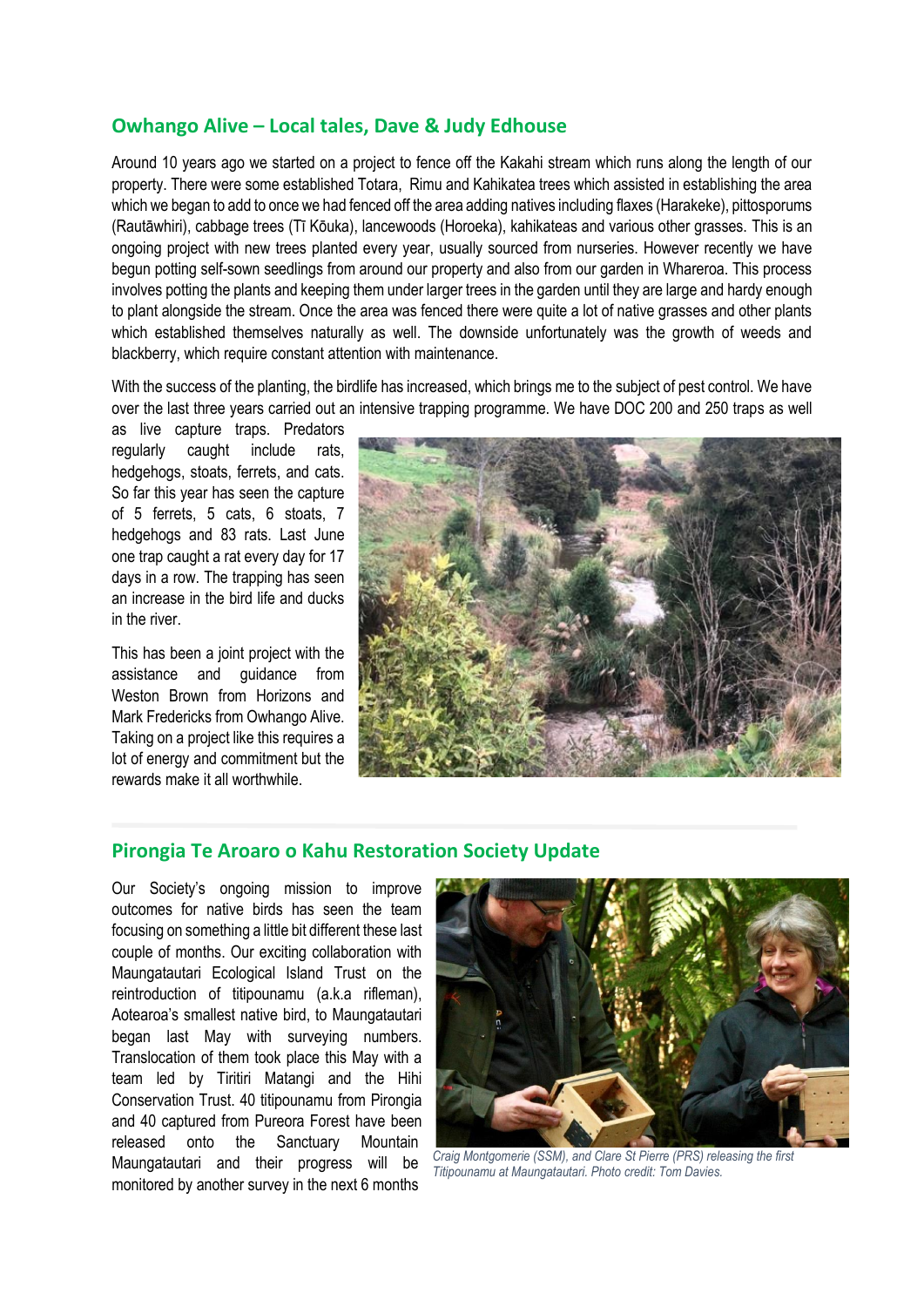## Owhango Alive – Local tales, Dave & Judy Edhouse

Around 10 years ago we started on a project to fence off the Kakahi stream which runs along the length of our property. There were some established Totara, Rimu and Kahikatea trees which assisted in establishing the area which we began to add to once we had fenced off the area adding natives including flaxes (Harakeke), pittosporums (Rautāwhiri), cabbage trees (Tī Kōuka), lancewoods (Horoeka), kahikateas and various other grasses. This is an ongoing project with new trees planted every year, usually sourced from nurseries. However recently we have begun potting self-sown seedlings from around our property and also from our garden in Whareroa. This process involves potting the plants and keeping them under larger trees in the garden until they are large and hardy enough to plant alongside the stream. Once the area was fenced there were quite a lot of native grasses and other plants which established themselves naturally as well. The downside unfortunately was the growth of weeds and blackberry, which require constant attention with maintenance.

With the success of the planting, the birdlife has increased, which brings me to the subject of pest control. We have over the last three years carried out an intensive trapping programme. We have DOC 200 and 250 traps as well as live capture traps. Predators regularly caught include rats, hedgehogs, stoats, ferrets, and cats. So far this year has seen the capture of 5 ferrets, 5 cats, 6 stoats, 7 hedgehogs and 83 rats. Last June one trap caught a rat every day for 17 days in a row. The trapping has seen an increase in the bird life and ducks in the river.

This has been a joint project with the assistance and guidance from Weston Brown from Horizons and Mark Fredericks from Owhango Alive. Taking on a project like this requires a lot of energy and commitment but the rewards make it all worthwhile.

## Pirongia Te Aroaro o Kahu Restoration Society Update

Our Society's ongoing mission to improve outcomes for native birds has seen the team focusing on something a little bit different these last couple of months. Our exciting collaboration with Maungatautari Ecological Island Trust on the reintroduction of titipounamu (a.k.a rifleman), Aotearoa's smallest native bird, to Maungatautari began last May with surveying numbers. Translocation of them took place this May with a team led by Tiritiri Matangi and the Hihi Conservation Trust. 40 titipounamu from Pirongia and 40 captured from Pureora Forest have been released onto the Sanctuary Mountain Maungatautari and their progress will be monitored by another survey in the next 6 months

*Craig Montgomerie (SSM), and Clare St Pierre (PRS) releasing the first Titipounamu at Maungatautari. Photo credit: Tom Davies.*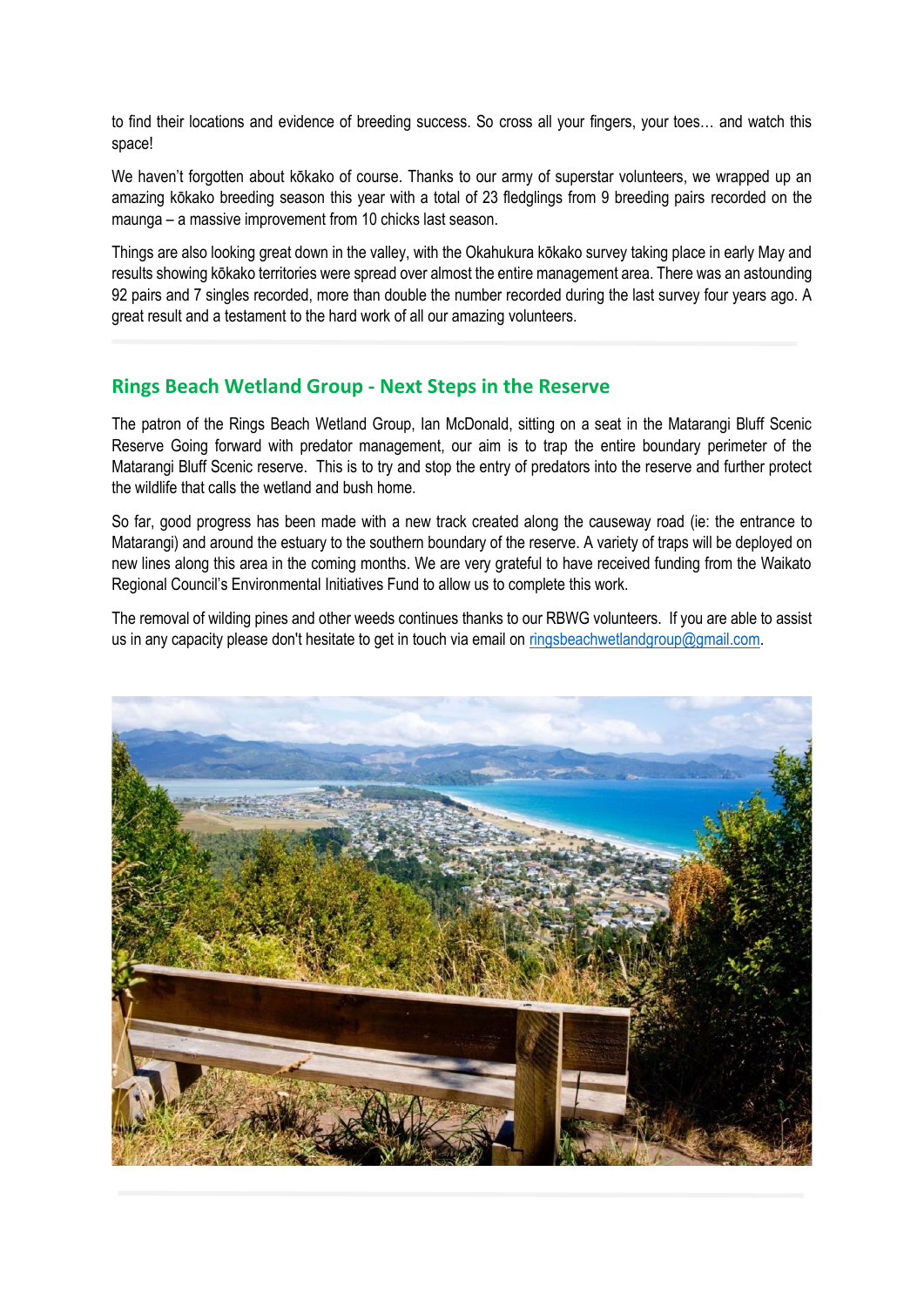to find their locations and evidence of breeding success. So cross all your fingers, your toes… and watch this space!

We haven't forgotten about kōkako of course. Thanks to our army of superstar volunteers, we wrapped up an amazing kōkako breeding season this year with a total of 23 fledglings from 9 breeding pairs recorded on the maunga – a massive improvement from 10 chicks last season.

Things are also looking great down in the valley, with the Okahukura kōkako survey taking place in early May and results showing kōkako territories were spread over almost the entire management area. There was an astounding 92 pairs and 7 singles recorded, more than double the number recorded during the last survey four years ago. A great result and a testament to the hard work of all our amazing volunteers.

## Rings Beach Wetland Group - Next Steps in the Reserve

The patron of the Rings Beach Wetland Group, Ian McDonald, sitting on a seat in the Matarangi Bluff Scenic Reserve Going forward with predator management, our aim is to trap the entire boundary perimeter of the Matarangi Bluff Scenic reserve. This is to try and stop the entry of predators into the reserve and further protect the wildlife that calls the wetland and bush home.

So far, good progress has been made with a new track created along the causeway road (ie: the entrance to Matarangi) and around the estuary to the southern boundary of the reserve. A variety of traps will be deployed on new lines along this area in the coming months. We are very grateful to have received funding from the Waikato Regional Council's Environmental Initiatives Fund to allow us to complete this work.

The removal of wilding pines and other weeds continues thanks to our RBWG volunteers. If you are able to assist us in any capacity please don't hesitate to get in touch via email on ringsbeachwetlandgroup@gmail.com.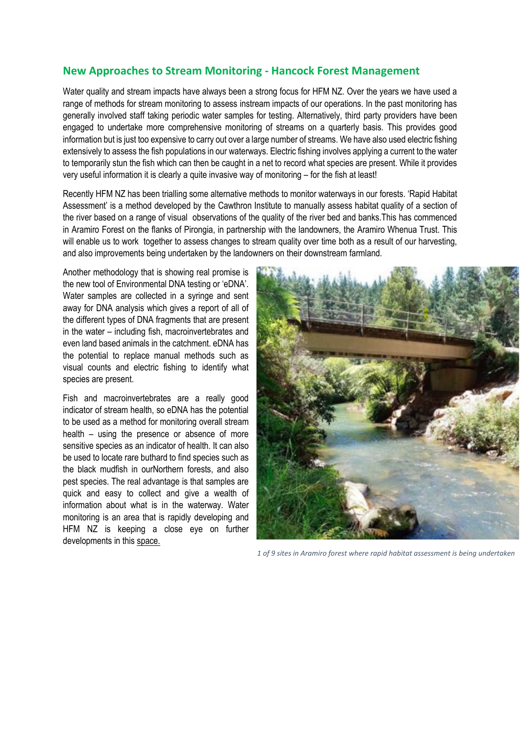## New Approaches to Stream Monitoring - Hancock Forest Management

Water quality and stream impacts have always been a strong focus for HFM NZ. Over the years we have used a range of methods for stream monitoring to assess instream impacts of our operations. In the past monitoring has generally involved staff taking periodic water samples for testing. Alternatively, third party providers have been engaged to undertake more comprehensive monitoring of streams on a quarterly basis. This provides good information but is just too expensive to carry out over a large number of streams. We have also used electric fishing extensively to assess the fish populations in our waterways. Electric fishing involves applying a current to the water to temporarily stun the fish which can then be caught in a net to record what species are present. While it provides very useful information it is clearly a quite invasive way of monitoring – for the fish at least!

Recently HFM NZ has been trialling some alternative methods to monitor waterways in our forests. 'Rapid Habitat Assessment' is a method developed by the Cawthron Institute to manually assess habitat quality of a section of the river based on a range of visual observations of the quality of the river bed and banks.This has commenced in Aramiro Forest on the flanks of Pirongia, in partnership with the landowners, the Aramiro Whenua Trust. This will enable us to work together to assess changes to stream quality over time both as a result of our harvesting, and also improvements being undertaken by the landowners on their downstream farmland.

Another methodology that is showing real promise is the new tool of Environmental DNA testing or 'eDNA'. Water samples are collected in a syringe and sent away for DNA analysis which gives a report of all of the different types of DNA fragments that are present in the water – including fish, macroinvertebrates and even land based animals in the catchment. eDNA has the potential to replace manual methods such as visual counts and electric fishing to identify what species are present.

Fish and macroinvertebrates are a really good indicator of stream health, so eDNA has the potential to be used as a method for monitoring overall stream health – using the presence or absence of more sensitive species as an indicator of health. It can also be used to locate rare buthard to find species such as the black mudfish in ourNorthern forests, and also pest species. The real advantage is that samples are quick and easy to collect and give a wealth of information about what is in the waterway. Water monitoring is an area that is rapidly developing and HFM NZ is keeping a close eye on further developments in this space.

*1 of 9 sites in Aramiro forest where rapid habitat assessment is being undertaken*